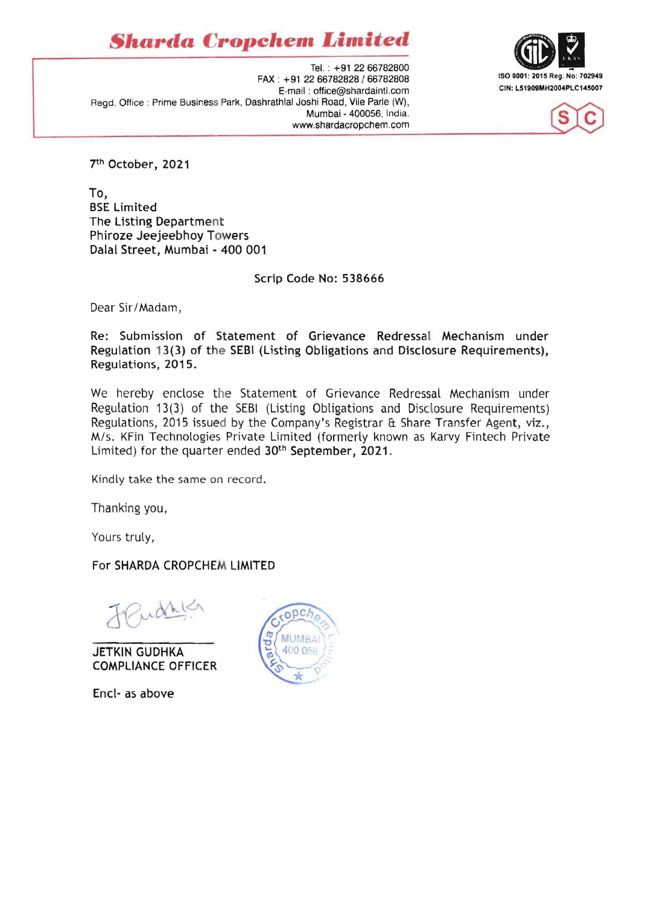# Sharda Cropchem Limited

Tel. : +91 22 66782800
FAX : +91 22 66782828 / 66782808
E-mail : office@shardaintl.com
Regd. Office : Prime Business Park, Dashrathlal Joshi Road, Vile Parle (W), Mumbai - 400056, India.
www.shardacropchem.com

ISO 9001: 2015 Reg. No: 702949
CIN: L51909MH2004PLC145007

7th October, 2021

To,
BSE Limited
The Listing Department
Phiroze Jeejeebhoy Towers
Dalal Street, Mumbai - 400 001

Scrip Code No: 538666

Dear Sir/Madam,

**Re: Submission of Statement of Grievance Redressal Mechanism under Regulation 13(3) of the SEBI (Listing Obligations and Disclosure Requirements), Regulations, 2015.**

We hereby enclose the Statement of Grievance Redressal Mechanism under Regulation 13(3) of the SEBI (Listing Obligations and Disclosure Requirements) Regulations, 2015 issued by the Company's Registrar & Share Transfer Agent, viz., M/s. KFin Technologies Private Limited (formerly known as Karvy Fintech Private Limited) for the quarter ended **30th September, 2021**.

Kindly take the same on record.

Thanking you,

Yours truly,

For SHARDA CROPCHEM LIMITED

JETKIN GUDHKA
COMPLIANCE OFFICER

Encl- as above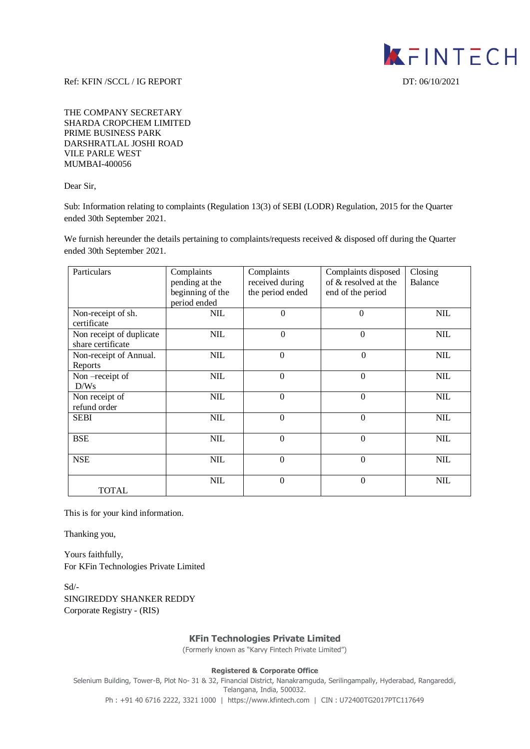KFINTECH

Ref: KFIN /SCCL / IG REPORT DT: 06/10/2021

THE COMPANY SECRETARY
SHARDA CROPCHEM LIMITED
PRIME BUSINESS PARK
DARSHRATLAL JOSHI ROAD
VILE PARLE WEST
MUMBAI-400056

Dear Sir,

Sub: Information relating to complaints (Regulation 13(3) of SEBI (LODR) Regulation, 2015 for the Quarter ended 30th September 2021.

We furnish hereunder the details pertaining to complaints/requests received & disposed off during the Quarter ended 30th September 2021.

| Particulars | Complaints pending at the beginning of the period ended | Complaints received during the period ended | Complaints disposed of & resolved at the end of the period | Closing Balance |
|---|---|---|---|---|
| Non-receipt of sh. certificate | NIL | 0 | 0 | NIL |
| Non receipt of duplicate share certificate | NIL | 0 | 0 | NIL |
| Non-receipt of Annual. Reports | NIL | 0 | 0 | NIL |
| Non –receipt of D/Ws | NIL | 0 | 0 | NIL |
| Non receipt of refund order | NIL | 0 | 0 | NIL |
| SEBI | NIL | 0 | 0 | NIL |
| BSE | NIL | 0 | 0 | NIL |
| NSE | NIL | 0 | 0 | NIL |
| TOTAL | NIL | 0 | 0 | NIL |

This is for your kind information.

Thanking you,

Yours faithfully,
For KFin Technologies Private Limited

Sd/-
SINGIREDDY SHANKER REDDY
Corporate Registry - (RIS)

**KFin Technologies Private Limited**
(Formerly known as "Karvy Fintech Private Limited")

**Registered & Corporate Office**
Selenium Building, Tower-B, Plot No- 31 & 32, Financial District, Nanakramguda, Serilingampally, Hyderabad, Rangareddi, Telangana, India, 500032.
Ph : +91 40 6716 2222, 3321 1000 | https://www.kfintech.com | CIN : U72400TG2017PTC117649